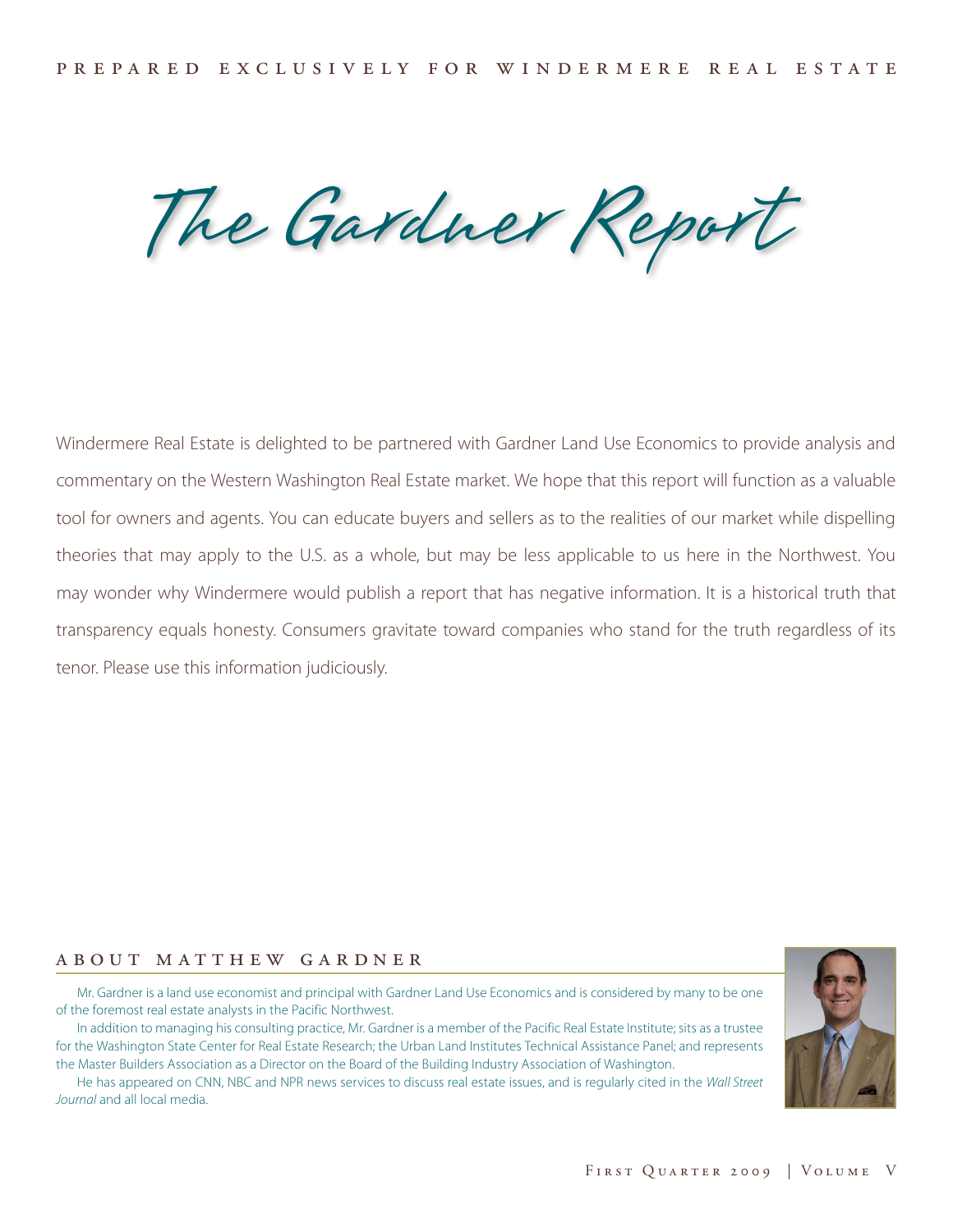PREPARED EXCLUSIVELY FOR WINDERMERE REAL ESTATE

# The Gardner Report

Windermere Real Estate is delighted to be partnered with Gardner Land Use Economics to provide analysis and commentary on the Western Washington Real Estate market. We hope that this report will function as a valuable tool for owners and agents. You can educate buyers and sellers as to the realities of our market while dispelling theories that may apply to the U.S. as a whole, but may be less applicable to us here in the Northwest. You may wonder why Windermere would publish a report that has negative information. It is a historical truth that transparency equals honesty. Consumers gravitate toward companies who stand for the truth regardless of its tenor. Please use this information judiciously.

## ABOUT MATTHEW GARDNER

Mr. Gardner is a land use economist and principal with Gardner Land Use Economics and is considered by many to be one of the foremost real estate analysts in the Pacific Northwest.

In addition to managing his consulting practice, Mr. Gardner is a member of the Pacific Real Estate Institute; sits as a trustee for the Washington State Center for Real Estate Research; the Urban Land Institutes Technical Assistance Panel; and represents the Master Builders Association as a Director on the Board of the Building Industry Association of Washington.

He has appeared on CNN, NBC and NPR news services to discuss real estate issues, and is regularly cited in the *Wall Street Journal* and all local media.

First Quarter 2009 | Volume V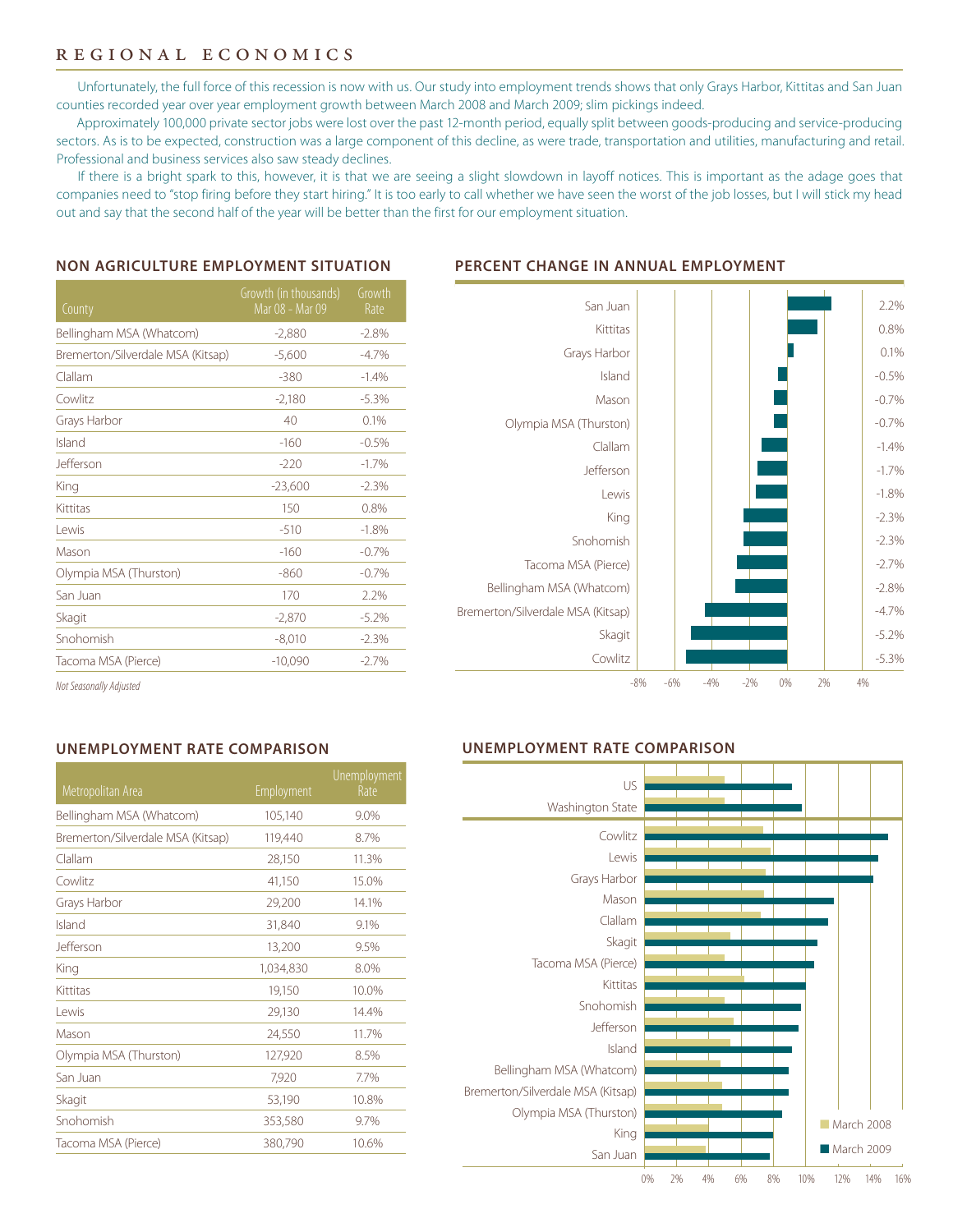## REGIONAL ECONOMICS

Unfortunately, the full force of this recession is now with us. Our study into employment trends shows that only Grays Harbor, Kittitas and San Juan counties recorded year over year employment growth between March 2008 and March 2009; slim pickings indeed.

Approximately 100,000 private sector jobs were lost over the past 12-month period, equally split between goods-producing and service-producing sectors. As is to be expected, construction was a large component of this decline, as were trade, transportation and utilities, manufacturing and retail. Professional and business services also saw steady declines.

If there is a bright spark to this, however, it is that we are seeing a slight slowdown in layoff notices. This is important as the adage goes that companies need to "stop firing before they start hiring." It is too early to call whether we have seen the worst of the job losses, but I will stick my head out and say that the second half of the year will be better than the first for our employment situation.

### NON AGRICULTURE EMPLOYMENT SITUATION

| County | Growth (in thousands) Mar 08 - Mar 09 | Growth Rate |
|---|---|---|
| Bellingham MSA (Whatcom) | -2,880 | -2.8% |
| Bremerton/Silverdale MSA (Kitsap) | -5,600 | -4.7% |
| Clallam | -380 | -1.4% |
| Cowlitz | -2,180 | -5.3% |
| Grays Harbor | 40 | 0.1% |
| Island | -160 | -0.5% |
| Jefferson | -220 | -1.7% |
| King | -23,600 | -2.3% |
| Kittitas | 150 | 0.8% |
| Lewis | -510 | -1.8% |
| Mason | -160 | -0.7% |
| Olympia MSA (Thurston) | -860 | -0.7% |
| San Juan | 170 | 2.2% |
| Skagit | -2,870 | -5.2% |
| Snohomish | -8,010 | -2.3% |
| Tacoma MSA (Pierce) | -10,090 | -2.7% |

*Not Seasonally Adjusted*

### PERCENT CHANGE IN ANNUAL EMPLOYMENT

| County | Percent Change |
|---|---|
| San Juan | 2.2% |
| Kittitas | 0.8% |
| Grays Harbor | 0.1% |
| Island | -0.5% |
| Mason | -0.7% |
| Olympia MSA (Thurston) | -0.7% |
| Clallam | -1.4% |
| Jefferson | -1.7% |
| Lewis | -1.8% |
| King | -2.3% |
| Snohomish | -2.3% |
| Tacoma MSA (Pierce) | -2.7% |
| Bellingham MSA (Whatcom) | -2.8% |
| Bremerton/Silverdale MSA (Kitsap) | -4.7% |
| Skagit | -5.2% |
| Cowlitz | -5.3% |

### UNEMPLOYMENT RATE COMPARISON

| Metropolitan Area | Employment | Unemployment Rate |
|---|---|---|
| Bellingham MSA (Whatcom) | 105,140 | 9.0% |
| Bremerton/Silverdale MSA (Kitsap) | 119,440 | 8.7% |
| Clallam | 28,150 | 11.3% |
| Cowlitz | 41,150 | 15.0% |
| Grays Harbor | 29,200 | 14.1% |
| Island | 31,840 | 9.1% |
| Jefferson | 13,200 | 9.5% |
| King | 1,034,830 | 8.0% |
| Kittitas | 19,150 | 10.0% |
| Lewis | 29,130 | 14.4% |
| Mason | 24,550 | 11.7% |
| Olympia MSA (Thurston) | 127,920 | 8.5% |
| San Juan | 7,920 | 7.7% |
| Skagit | 53,190 | 10.8% |
| Snohomish | 353,580 | 9.7% |
| Tacoma MSA (Pierce) | 380,790 | 10.6% |

### UNEMPLOYMENT RATE COMPARISON

Chart comparing March 2008 and March 2009 unemployment rates (0%–16%) for: US, Washington State, Cowlitz, Lewis, Grays Harbor, Mason, Clallam, Skagit, Tacoma MSA (Pierce), Kittitas, Snohomish, Jefferson, Island, Bellingham MSA (Whatcom), Bremerton/Silverdale MSA (Kitsap), Olympia MSA (Thurston), King, San Juan.

Legend: March 2008, March 2009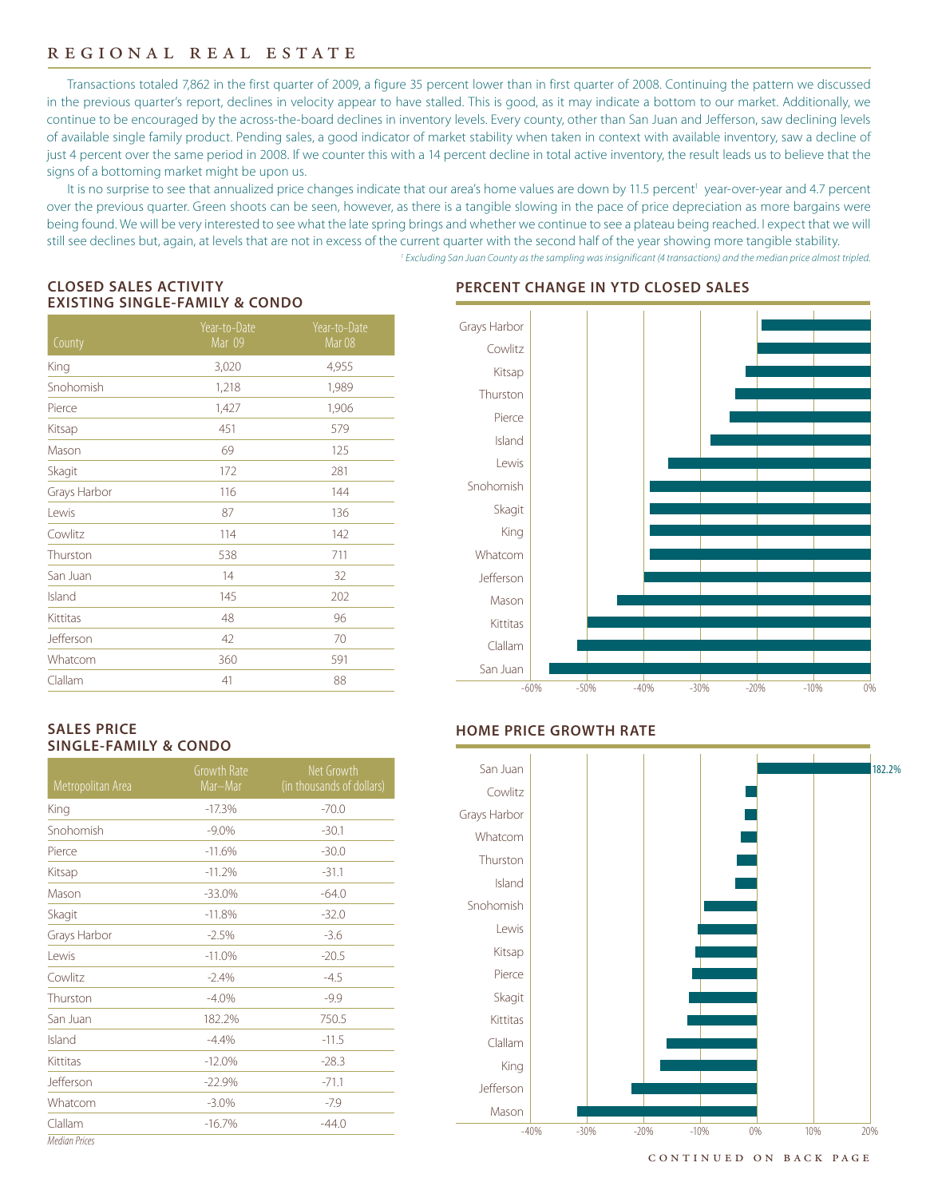# REGIONAL REAL ESTATE

Transactions totaled 7,862 in the first quarter of 2009, a figure 35 percent lower than in first quarter of 2008. Continuing the pattern we discussed in the previous quarter's report, declines in velocity appear to have stalled. This is good, as it may indicate a bottom to our market. Additionally, we continue to be encouraged by the across-the-board declines in inventory levels. Every county, other than San Juan and Jefferson, saw declining levels of available single family product. Pending sales, a good indicator of market stability when taken in context with available inventory, saw a decline of just 4 percent over the same period in 2008. If we counter this with a 14 percent decline in total active inventory, the result leads us to believe that the signs of a bottoming market might be upon us.

It is no surprise to see that annualized price changes indicate that our area's home values are down by 11.5 percent[1] year-over-year and 4.7 percent over the previous quarter. Green shoots can be seen, however, as there is a tangible slowing in the pace of price depreciation as more bargains were being found. We will be very interested to see what the late spring brings and whether we continue to see a plateau being reached. I expect that we will still see declines but, again, at levels that are not in excess of the current quarter with the second half of the year showing more tangible stability.

*[1] Excluding San Juan County as the sampling was insignificant (4 transactions) and the median price almost tripled.*

## CLOSED SALES ACTIVITY EXISTING SINGLE-FAMILY & CONDO

| County | Year-to-Date Mar 09 | Year-to-Date Mar 08 |
|---|---|---|
| King | 3,020 | 4,955 |
| Snohomish | 1,218 | 1,989 |
| Pierce | 1,427 | 1,906 |
| Kitsap | 451 | 579 |
| Mason | 69 | 125 |
| Skagit | 172 | 281 |
| Grays Harbor | 116 | 144 |
| Lewis | 87 | 136 |
| Cowlitz | 114 | 142 |
| Thurston | 538 | 711 |
| San Juan | 14 | 32 |
| Island | 145 | 202 |
| Kittitas | 48 | 96 |
| Jefferson | 42 | 70 |
| Whatcom | 360 | 591 |
| Clallam | 41 | 88 |

## PERCENT CHANGE IN YTD CLOSED SALES

Grays Harbor, Cowlitz, Kitsap, Thurston, Pierce, Island, Lewis, Snohomish, Skagit, King, Whatcom, Jefferson, Mason, Kittitas, Clallam, San Juan

-60% -50% -40% -30% -20% -10% 0%

## SALES PRICE SINGLE-FAMILY & CONDO

| Metropolitan Area | Growth Rate Mar–Mar | Net Growth (in thousands of dollars) |
|---|---|---|
| King | -17.3% | -70.0 |
| Snohomish | -9.0% | -30.1 |
| Pierce | -11.6% | -30.0 |
| Kitsap | -11.2% | -31.1 |
| Mason | -33.0% | -64.0 |
| Skagit | -11.8% | -32.0 |
| Grays Harbor | -2.5% | -3.6 |
| Lewis | -11.0% | -20.5 |
| Cowlitz | -2.4% | -4.5 |
| Thurston | -4.0% | -9.9 |
| San Juan | 182.2% | 750.5 |
| Island | -4.4% | -11.5 |
| Kittitas | -12.0% | -28.3 |
| Jefferson | -22.9% | -71.1 |
| Whatcom | -3.0% | -7.9 |
| Clallam | -16.7% | -44.0 |

*Median Prices*

## HOME PRICE GROWTH RATE

San Juan (182.2%), Cowlitz, Grays Harbor, Whatcom, Thurston, Island, Snohomish, Lewis, Kitsap, Pierce, Skagit, Kittitas, Clallam, King, Jefferson, Mason

-40% -30% -20% -10% 0% 10% 20%

CONTINUED ON BACK PAGE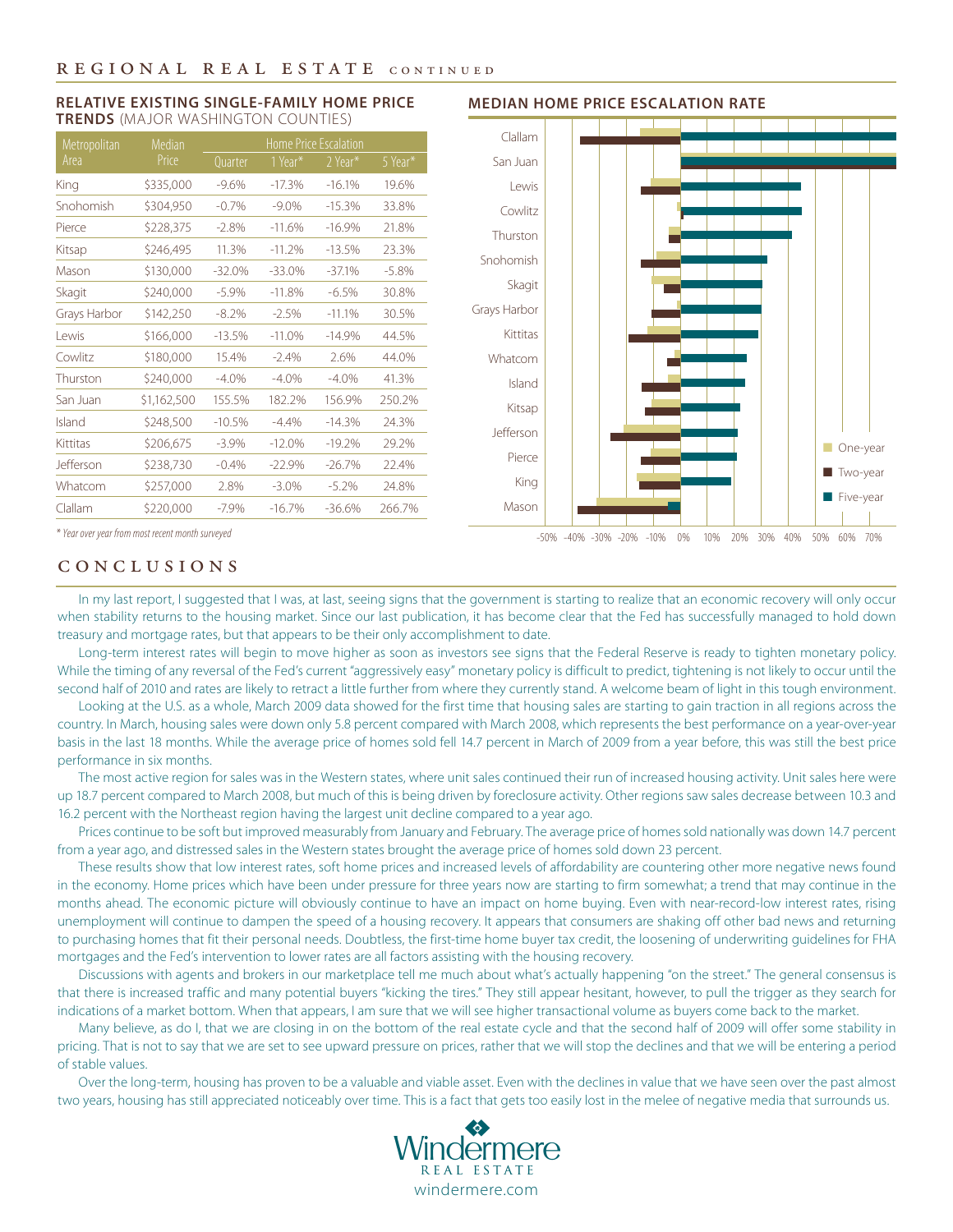## REGIONAL REAL ESTATE CONTINUED

### RELATIVE EXISTING SINGLE-FAMILY HOME PRICE TRENDS (MAJOR WASHINGTON COUNTIES)

| Metropolitan Area | Median Price | Home Price Escalation | | | |
|---|---|---|---|---|---|
| | | Quarter | 1 Year* | 2 Year* | 5 Year* |
| King | $335,000 | -9.6% | -17.3% | -16.1% | 19.6% |
| Snohomish | $304,950 | -0.7% | -9.0% | -15.3% | 33.8% |
| Pierce | $228,375 | -2.8% | -11.6% | -16.9% | 21.8% |
| Kitsap | $246,495 | 11.3% | -11.2% | -13.5% | 23.3% |
| Mason | $130,000 | -32.0% | -33.0% | -37.1% | -5.8% |
| Skagit | $240,000 | -5.9% | -11.8% | -6.5% | 30.8% |
| Grays Harbor | $142,250 | -8.2% | -2.5% | -11.1% | 30.5% |
| Lewis | $166,000 | -13.5% | -11.0% | -14.9% | 44.5% |
| Cowlitz | $180,000 | 15.4% | -2.4% | 2.6% | 44.0% |
| Thurston | $240,000 | -4.0% | -4.0% | -4.0% | 41.3% |
| San Juan | $1,162,500 | 155.5% | 182.2% | 156.9% | 250.2% |
| Island | $248,500 | -10.5% | -4.4% | -14.3% | 24.3% |
| Kittitas | $206,675 | -3.9% | -12.0% | -19.2% | 29.2% |
| Jefferson | $238,730 | -0.4% | -22.9% | -26.7% | 22.4% |
| Whatcom | $257,000 | 2.8% | -3.0% | -5.2% | 24.8% |
| Clallam | $220,000 | -7.9% | -16.7% | -36.6% | 266.7% |

*\* Year over year from most recent month surveyed*

### MEDIAN HOME PRICE ESCALATION RATE

Clallam
San Juan
Lewis
Cowlitz
Thurston
Snohomish
Skagit
Grays Harbor
Kittitas
Whatcom
Island
Kitsap
Jefferson
Pierce
King
Mason

One-year
Two-year
Five-year

-50% -40% -30% -20% -10% 0% 10% 20% 30% 40% 50% 60% 70%

## CONCLUSIONS

In my last report, I suggested that I was, at last, seeing signs that the government is starting to realize that an economic recovery will only occur when stability returns to the housing market. Since our last publication, it has become clear that the Fed has successfully managed to hold down treasury and mortgage rates, but that appears to be their only accomplishment to date.

Long-term interest rates will begin to move higher as soon as investors see signs that the Federal Reserve is ready to tighten monetary policy. While the timing of any reversal of the Fed's current "aggressively easy" monetary policy is difficult to predict, tightening is not likely to occur until the second half of 2010 and rates are likely to retract a little further from where they currently stand. A welcome beam of light in this tough environment.

Looking at the U.S. as a whole, March 2009 data showed for the first time that housing sales are starting to gain traction in all regions across the country. In March, housing sales were down only 5.8 percent compared with March 2008, which represents the best performance on a year-over-year basis in the last 18 months. While the average price of homes sold fell 14.7 percent in March of 2009 from a year before, this was still the best price performance in six months.

The most active region for sales was in the Western states, where unit sales continued their run of increased housing activity. Unit sales here were up 18.7 percent compared to March 2008, but much of this is being driven by foreclosure activity. Other regions saw sales decrease between 10.3 and 16.2 percent with the Northeast region having the largest unit decline compared to a year ago.

Prices continue to be soft but improved measurably from January and February. The average price of homes sold nationally was down 14.7 percent from a year ago, and distressed sales in the Western states brought the average price of homes sold down 23 percent.

These results show that low interest rates, soft home prices and increased levels of affordability are countering other more negative news found in the economy. Home prices which have been under pressure for three years now are starting to firm somewhat; a trend that may continue in the months ahead. The economic picture will obviously continue to have an impact on home buying. Even with near-record-low interest rates, rising unemployment will continue to dampen the speed of a housing recovery. It appears that consumers are shaking off other bad news and returning to purchasing homes that fit their personal needs. Doubtless, the first-time home buyer tax credit, the loosening of underwriting guidelines for FHA mortgages and the Fed's intervention to lower rates are all factors assisting with the housing recovery.

Discussions with agents and brokers in our marketplace tell me much about what's actually happening "on the street." The general consensus is that there is increased traffic and many potential buyers "kicking the tires." They still appear hesitant, however, to pull the trigger as they search for indications of a market bottom. When that appears, I am sure that we will see higher transactional volume as buyers come back to the market.

Many believe, as do I, that we are closing in on the bottom of the real estate cycle and that the second half of 2009 will offer some stability in pricing. That is not to say that we are set to see upward pressure on prices, rather that we will stop the declines and that we will be entering a period of stable values.

Over the long-term, housing has proven to be a valuable and viable asset. Even with the declines in value that we have seen over the past almost two years, housing has still appreciated noticeably over time. This is a fact that gets too easily lost in the melee of negative media that surrounds us.

Windermere
REAL ESTATE
windermere.com